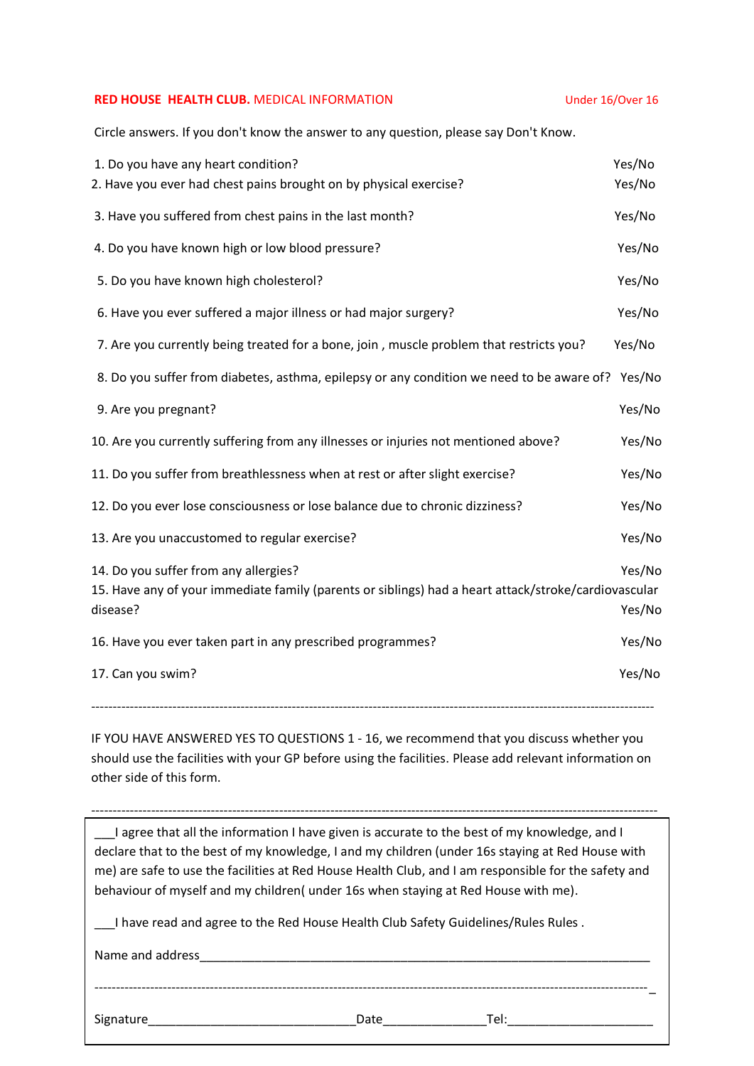**RED HOUSE HEALTH CLUB.** MEDICAL INFORMATION Under 16/Over 16

Circle answers. If you don't know the answer to any question, please say Don't Know.

1. Do you have any heart condition? Yes/No
2. Have you ever had chest pains brought on by physical exercise? Yes/No
3. Have you suffered from chest pains in the last month? Yes/No
4. Do you have known high or low blood pressure? Yes/No
5. Do you have known high cholesterol? Yes/No
6. Have you ever suffered a major illness or had major surgery? Yes/No
7. Are you currently being treated for a bone, join , muscle problem that restricts you? Yes/No
8. Do you suffer from diabetes, asthma, epilepsy or any condition we need to be aware of? Yes/No
9. Are you pregnant? Yes/No
10. Are you currently suffering from any illnesses or injuries not mentioned above? Yes/No
11. Do you suffer from breathlessness when at rest or after slight exercise? Yes/No
12. Do you ever lose consciousness or lose balance due to chronic dizziness? Yes/No
13. Are you unaccustomed to regular exercise? Yes/No
14. Do you suffer from any allergies? Yes/No
15. Have any of your immediate family (parents or siblings) had a heart attack/stroke/cardiovascular disease? Yes/No
16. Have you ever taken part in any prescribed programmes? Yes/No
17. Can you swim? Yes/No

---

IF YOU HAVE ANSWERED YES TO QUESTIONS 1 - 16, we recommend that you discuss whether you should use the facilities with your GP before using the facilities. Please add relevant information on other side of this form.

---

___I agree that all the information I have given is accurate to the best of my knowledge, and I declare that to the best of my knowledge, I and my children (under 16s staying at Red House with me) are safe to use the facilities at Red House Health Club, and I am responsible for the safety and behaviour of myself and my children( under 16s when staying at Red House with me).

___I have read and agree to the Red House Health Club Safety Guidelines/Rules Rules .

Name and address_______________________________________________________________

---

Signature____________________________ Date______________ Tel:____________________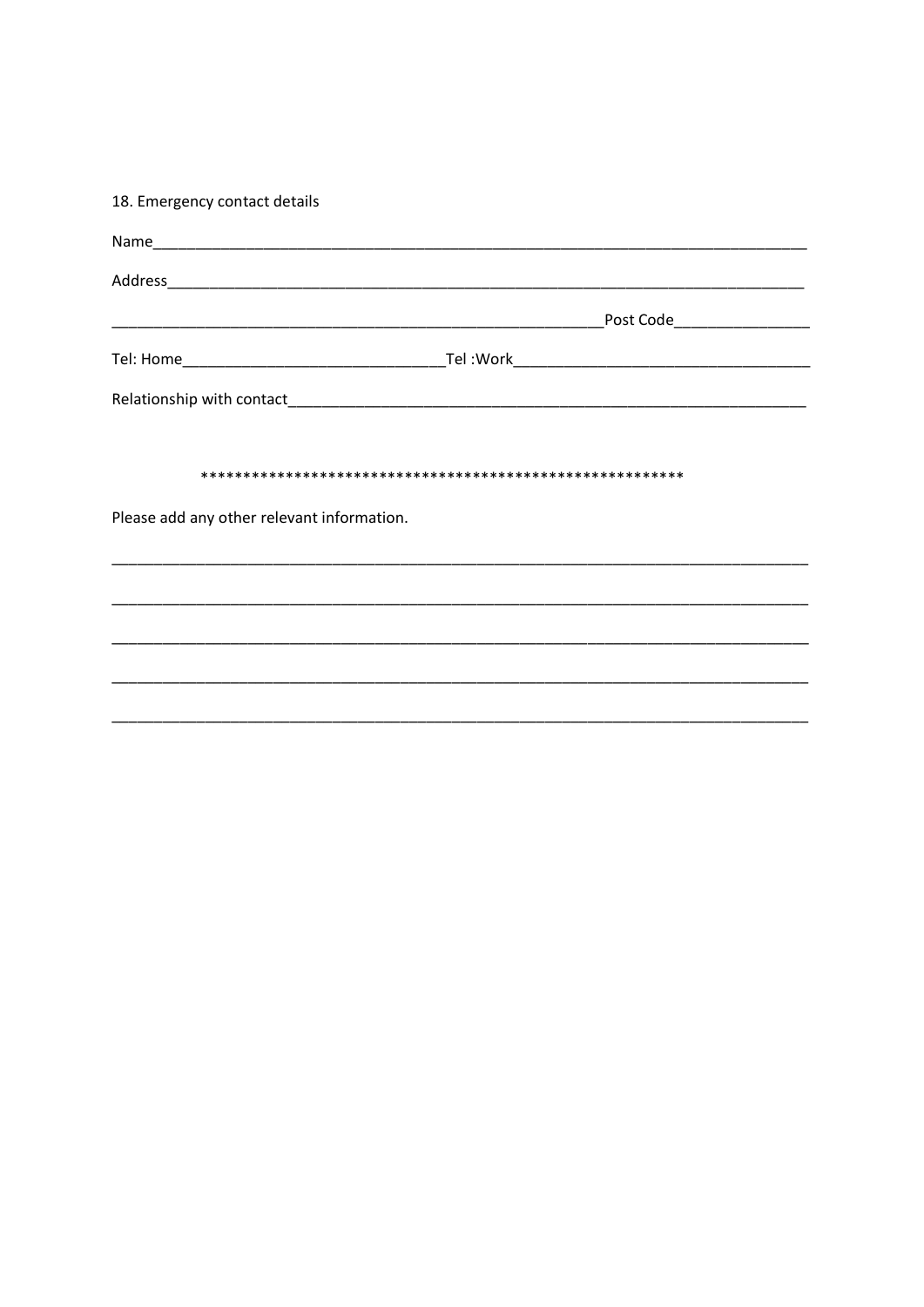18. Emergency contact details

Name______________________________________________________________________________

Address____________________________________________________________________________

_______________________________________________________Post Code________________

Tel: Home______________________________Tel :Work__________________________________

Relationship with contact____________________________________________________________

********************************************************

Please add any other relevant information.

________________________________________________________________________________

________________________________________________________________________________

________________________________________________________________________________

________________________________________________________________________________

________________________________________________________________________________